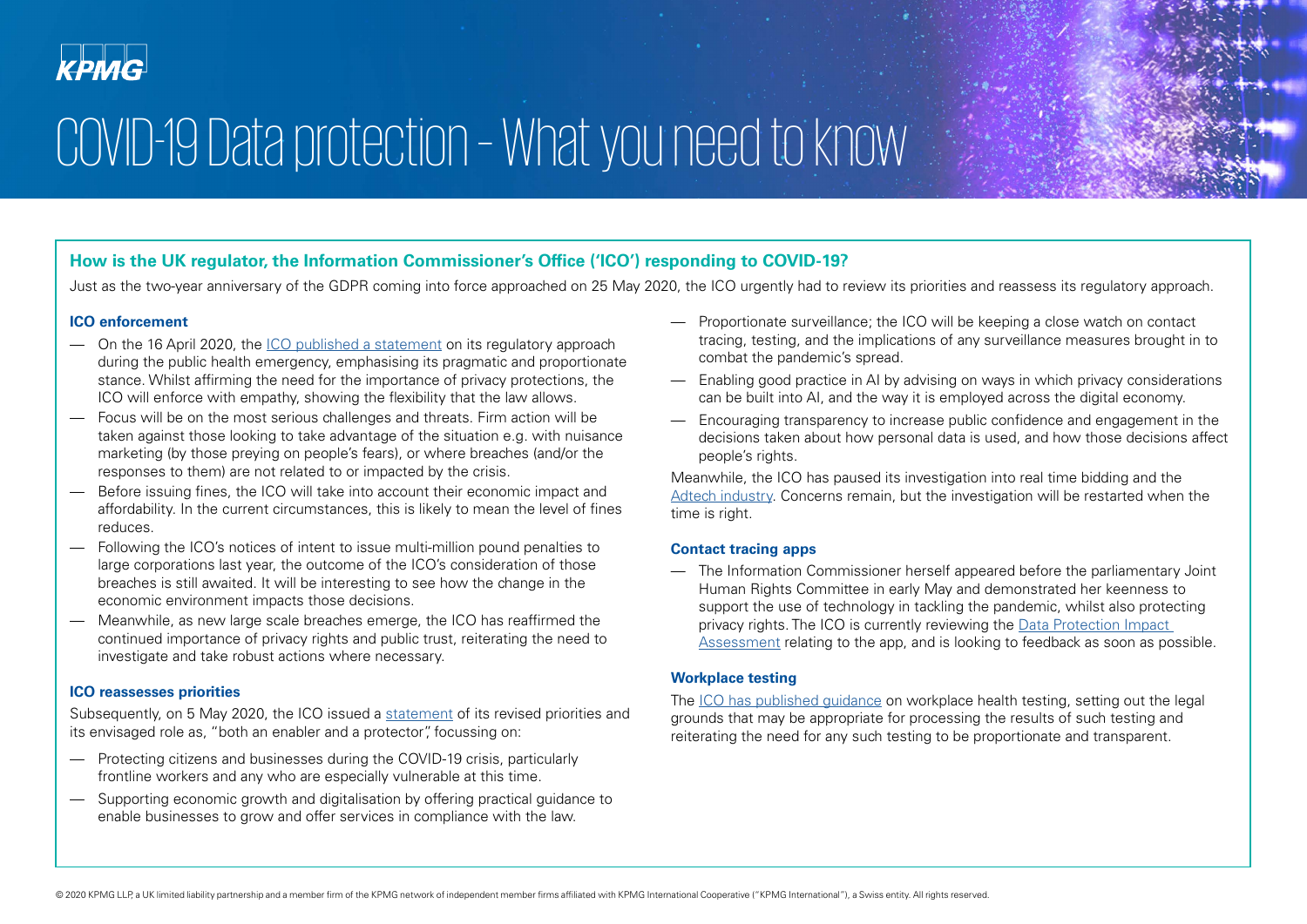# COVID-19 Data protection – What you need to know

## How is the UK regulator, the Information Commissioner's Office ('ICO') responding to COVID-19?

Just as the two-year anniversary of the GDPR coming into force approached on 25 May 2020, the ICO urgently had to review its priorities and reassess its regulatory approach.

### ICO enforcement

- On the 16 April 2020, the ICO published a statement on its regulatory approach during the public health emergency, emphasising its pragmatic and proportionate stance. Whilst affirming the need for the importance of privacy protections, the ICO will enforce with empathy, showing the flexibility that the law allows.
- Focus will be on the most serious challenges and threats. Firm action will be taken against those looking to take advantage of the situation e.g. with nuisance marketing (by those preying on people's fears), or where breaches (and/or the responses to them) are not related to or impacted by the crisis.
- Before issuing fines, the ICO will take into account their economic impact and affordability. In the current circumstances, this is likely to mean the level of fines reduces.
- Following the ICO's notices of intent to issue multi-million pound penalties to large corporations last year, the outcome of the ICO's consideration of those breaches is still awaited. It will be interesting to see how the change in the economic environment impacts those decisions.
- Meanwhile, as new large scale breaches emerge, the ICO has reaffirmed the continued importance of privacy rights and public trust, reiterating the need to investigate and take robust actions where necessary.

### ICO reassesses priorities

Subsequently, on 5 May 2020, the ICO issued a statement of its revised priorities and its envisaged role as, "both an enabler and a protector", focussing on:

- Protecting citizens and businesses during the COVID-19 crisis, particularly frontline workers and any who are especially vulnerable at this time.
- Supporting economic growth and digitalisation by offering practical guidance to enable businesses to grow and offer services in compliance with the law.
- Proportionate surveillance; the ICO will be keeping a close watch on contact tracing, testing, and the implications of any surveillance measures brought in to combat the pandemic's spread.
- Enabling good practice in AI by advising on ways in which privacy considerations can be built into AI, and the way it is employed across the digital economy.
- Encouraging transparency to increase public confidence and engagement in the decisions taken about how personal data is used, and how those decisions affect people's rights.

Meanwhile, the ICO has paused its investigation into real time bidding and the Adtech industry. Concerns remain, but the investigation will be restarted when the time is right.

### Contact tracing apps

- The Information Commissioner herself appeared before the parliamentary Joint Human Rights Committee in early May and demonstrated her keenness to support the use of technology in tackling the pandemic, whilst also protecting privacy rights. The ICO is currently reviewing the Data Protection Impact Assessment relating to the app, and is looking to feedback as soon as possible.

### Workplace testing

The ICO has published guidance on workplace health testing, setting out the legal grounds that may be appropriate for processing the results of such testing and reiterating the need for any such testing to be proportionate and transparent.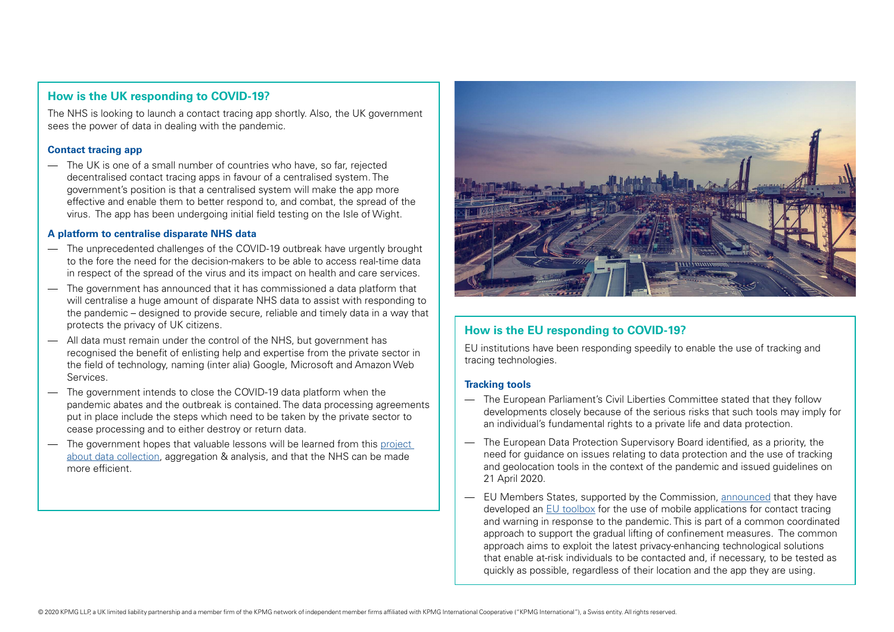## How is the UK responding to COVID-19?

The NHS is looking to launch a contact tracing app shortly. Also, the UK government sees the power of data in dealing with the pandemic.

### Contact tracing app

- The UK is one of a small number of countries who have, so far, rejected decentralised contact tracing apps in favour of a centralised system. The government's position is that a centralised system will make the app more effective and enable them to better respond to, and combat, the spread of the virus. The app has been undergoing initial field testing on the Isle of Wight.

### A platform to centralise disparate NHS data

- The unprecedented challenges of the COVID-19 outbreak have urgently brought to the fore the need for the decision-makers to be able to access real-time data in respect of the spread of the virus and its impact on health and care services.
- The government has announced that it has commissioned a data platform that will centralise a huge amount of disparate NHS data to assist with responding to the pandemic – designed to provide secure, reliable and timely data in a way that protects the privacy of UK citizens.
- All data must remain under the control of the NHS, but government has recognised the benefit of enlisting help and expertise from the private sector in the field of technology, naming (inter alia) Google, Microsoft and Amazon Web Services.
- The government intends to close the COVID-19 data platform when the pandemic abates and the outbreak is contained. The data processing agreements put in place include the steps which need to be taken by the private sector to cease processing and to either destroy or return data.
- The government hopes that valuable lessons will be learned from this project about data collection, aggregation & analysis, and that the NHS can be made more efficient.

## How is the EU responding to COVID-19?

EU institutions have been responding speedily to enable the use of tracking and tracing technologies.

### Tracking tools

- The European Parliament's Civil Liberties Committee stated that they follow developments closely because of the serious risks that such tools may imply for an individual's fundamental rights to a private life and data protection.
- The European Data Protection Supervisory Board identified, as a priority, the need for guidance on issues relating to data protection and the use of tracking and geolocation tools in the context of the pandemic and issued guidelines on 21 April 2020.
- EU Members States, supported by the Commission, announced that they have developed an EU toolbox for the use of mobile applications for contact tracing and warning in response to the pandemic. This is part of a common coordinated approach to support the gradual lifting of confinement measures. The common approach aims to exploit the latest privacy-enhancing technological solutions that enable at-risk individuals to be contacted and, if necessary, to be tested as quickly as possible, regardless of their location and the app they are using.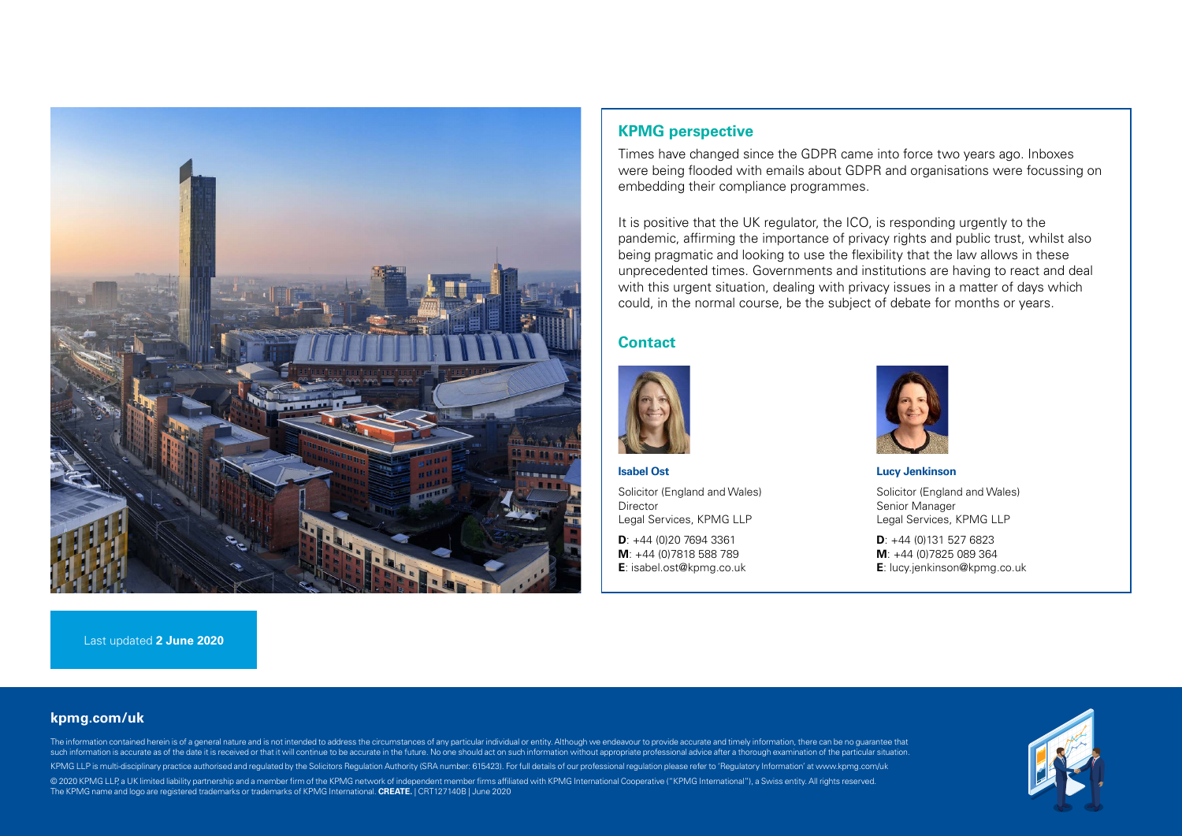## KPMG perspective

Times have changed since the GDPR came into force two years ago. Inboxes were being flooded with emails about GDPR and organisations were focussing on embedding their compliance programmes.

It is positive that the UK regulator, the ICO, is responding urgently to the pandemic, affirming the importance of privacy rights and public trust, whilst also being pragmatic and looking to use the flexibility that the law allows in these unprecedented times. Governments and institutions are having to react and deal with this urgent situation, dealing with privacy issues in a matter of days which could, in the normal course, be the subject of debate for months or years.

## Contact

**Isabel Ost**

Solicitor (England and Wales)
Director
Legal Services, KPMG LLP

**D**: +44 (0)20 7694 3361
**M**: +44 (0)7818 588 789
**E**: isabel.ost@kpmg.co.uk

**Lucy Jenkinson**

Solicitor (England and Wales)
Senior Manager
Legal Services, KPMG LLP

**D**: +44 (0)131 527 6823
**M**: +44 (0)7825 089 364
**E**: lucy.jenkinson@kpmg.co.uk

Last updated **2 June 2020**

**kpmg.com/uk**

The information contained herein is of a general nature and is not intended to address the circumstances of any particular individual or entity. Although we endeavour to provide accurate and timely information, there can be no guarantee that such information is accurate as of the date it is received or that it will continue to be accurate in the future. No one should act on such information without appropriate professional advice after a thorough examination of the particular situation.

KPMG LLP is multi-disciplinary practice authorised and regulated by the Solicitors Regulation Authority (SRA number: 615423). For full details of our professional regulation please refer to 'Regulatory Information' at www.kpmg.com/uk

© 2020 KPMG LLP, a UK limited liability partnership and a member firm of the KPMG network of independent member firms affiliated with KPMG International Cooperative ("KPMG International"), a Swiss entity. All rights reserved.
The KPMG name and logo are registered trademarks or trademarks of KPMG International. **CREATE.** | CRT127140B | June 2020